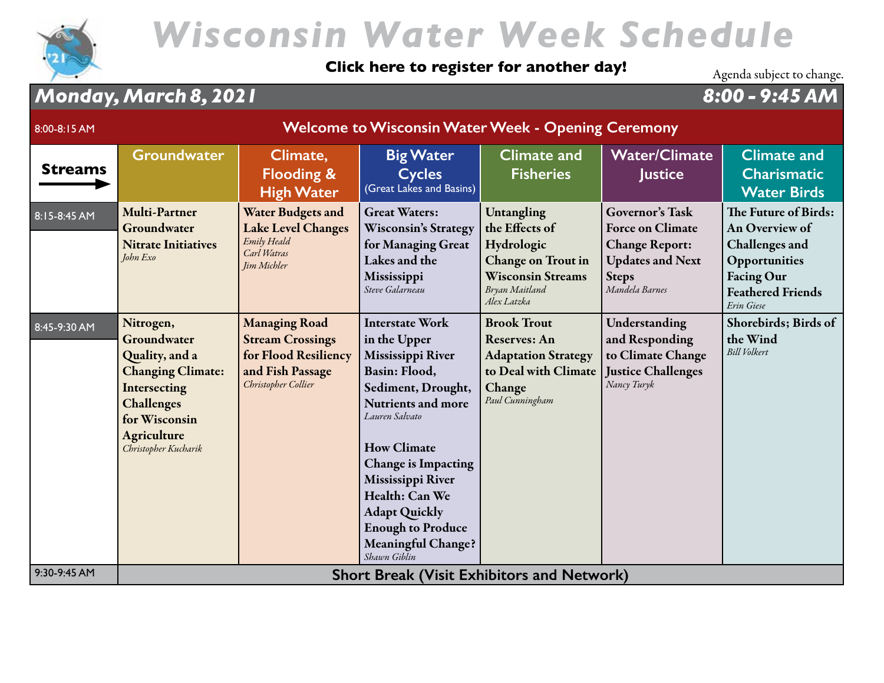# Wisconsin Water Week Schedule

**Click here to register for another day!**

Agenda subject to change.

## Monday, March 8, 2021 — 8:00 - 9:45 AM

| Streams | Groundwater | Climate, Flooding & High Water | Big Water Cycles (Great Lakes and Basins) | Climate and Fisheries | Water/Climate Justice | Climate and Charismatic Water Birds |
|---|---|---|---|---|---|---|
| 8:00-8:15 AM | **Welcome to Wisconsin Water Week - Opening Ceremony** | | | | | |
| 8:15-8:45 AM | **Multi-Partner Groundwater Nitrate Initiatives** *John Exo* | **Water Budgets and Lake Level Changes** *Emily Heald, Carl Watras, Jim Michler* | **Great Waters: Wisconsin's Strategy for Managing Great Lakes and the Mississippi** *Steve Galarneau* | **Untangling the Effects of Hydrologic Change on Trout in Wisconsin Streams** *Bryan Maitland, Alex Latzka* | **Governor's Task Force on Climate Change Report: Updates and Next Steps** *Mandela Barnes* | **The Future of Birds: An Overview of Challenges and Opportunities Facing Our Feathered Friends** *Erin Giese* |
| 8:45-9:30 AM | **Nitrogen, Groundwater Quality, and a Changing Climate: Intersecting Challenges for Wisconsin Agriculture** *Christopher Kucharik* | **Managing Road Stream Crossings for Flood Resiliency and Fish Passage** *Christopher Collier* | **Interstate Work in the Upper Mississippi River Basin: Flood, Sediment, Drought, Nutrients and more** *Lauren Salvato*<br><br>**How Climate Change is Impacting Mississippi River Health: Can We Adapt Quickly Enough to Produce Meaningful Change?** *Shawn Giblin* | **Brook Trout Reserves: An Adaptation Strategy to Deal with Climate Change** *Paul Cunningham* | **Understanding and Responding to Climate Change Justice Challenges** *Nancy Turyk* | **Shorebirds; Birds of the Wind** *Bill Volkert* |
| 9:30-9:45 AM | **Short Break (Visit Exhibitors and Network)** | | | | | |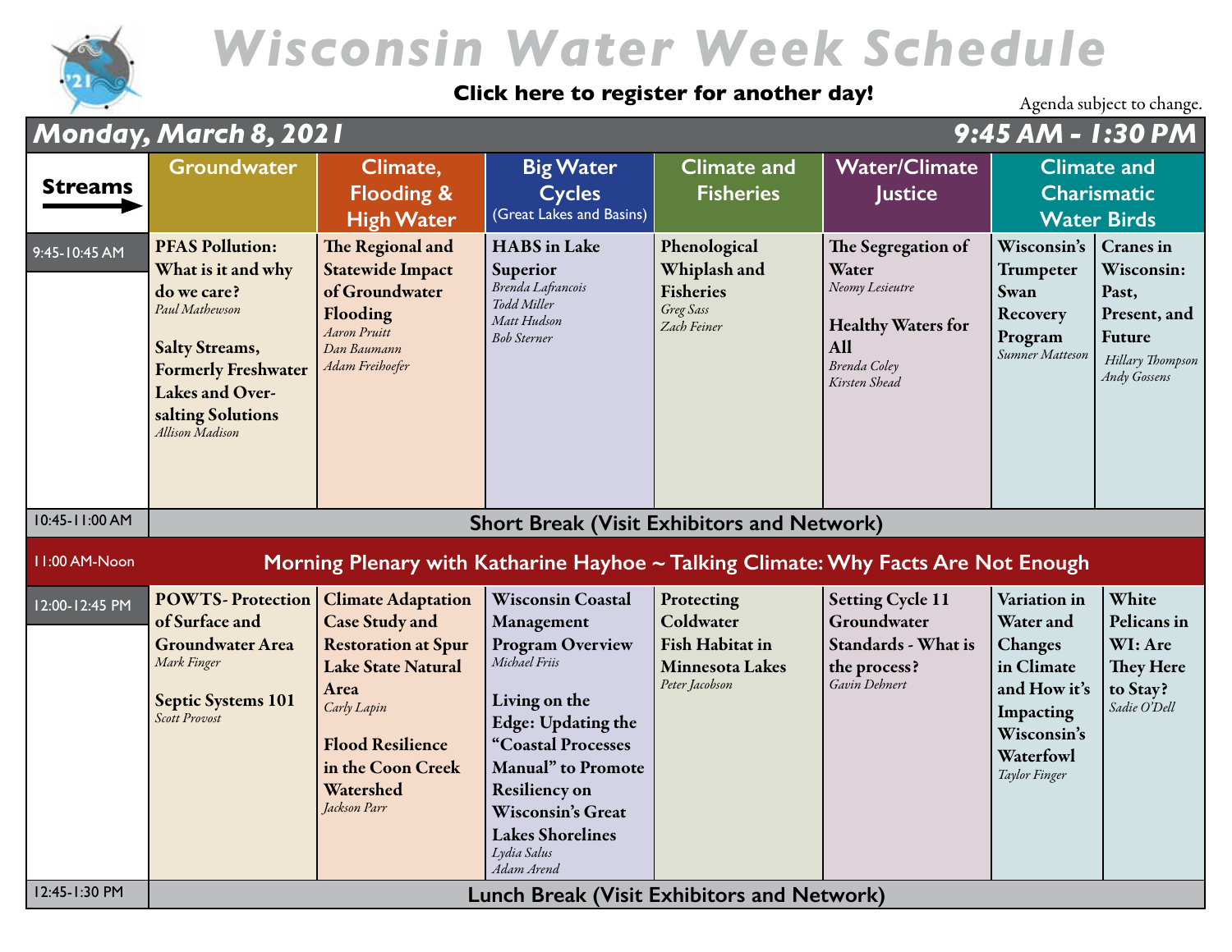# Wisconsin Water Week Schedule

**Click here to register for another day!**

Agenda subject to change.

## Monday, March 8, 2021 — 9:45 AM - 1:30 PM

| Streams | Groundwater | Climate, Flooding & High Water | Big Water Cycles (Great Lakes and Basins) | Climate and Fisheries | Water/Climate Justice | Climate and Charismatic Water Birds | |
|---|---|---|---|---|---|---|---|
| 9:45-10:45 AM | **PFAS Pollution: What is it and why do we care?** *Paul Mathewson*<br><br>**Salty Streams, Formerly Freshwater Lakes and Over-salting Solutions** *Allison Madison* | **The Regional and Statewide Impact of Groundwater Flooding** *Aaron Pruitt, Dan Baumann, Adam Freihoefer* | **HABS in Lake Superior** *Brenda Lafrancois, Todd Miller, Matt Hudson, Bob Sterner* | **Phenological Whiplash and Fisheries** *Greg Sass, Zach Feiner* | **The Segregation of Water** *Neomy Lesieutre*<br><br>**Healthy Waters for All** *Brenda Coley, Kirsten Shead* | **Wisconsin's Trumpeter Swan Recovery Program** *Sumner Matteson* | **Cranes in Wisconsin: Past, Present, and Future** *Hillary Thompson, Andy Gossens* |
| 10:45-11:00 AM | Short Break (Visit Exhibitors and Network) | | | | | | |
| 11:00 AM-Noon | Morning Plenary with Katharine Hayhoe ~ Talking Climate: Why Facts Are Not Enough | | | | | | |
| 12:00-12:45 PM | **POWTS- Protection of Surface and Groundwater Area** *Mark Finger*<br><br>**Septic Systems 101** *Scott Provost* | **Climate Adaptation Case Study and Restoration at Spur Lake State Natural Area** *Carly Lapin*<br><br>**Flood Resilience in the Coon Creek Watershed** *Jackson Parr* | **Wisconsin Coastal Management Program Overview** *Michael Friis*<br><br>**Living on the Edge: Updating the "Coastal Processes Manual" to Promote Resiliency on Wisconsin's Great Lakes Shorelines** *Lydia Salus, Adam Arend* | **Protecting Coldwater Fish Habitat in Minnesota Lakes** *Peter Jacobson* | **Setting Cycle 11 Groundwater Standards - What is the process?** *Gavin Dehnert* | **Variation in Water and Changes in Climate and How it's Impacting Wisconsin's Waterfowl** *Taylor Finger* | **White Pelicans in WI: Are They Here to Stay?** *Sadie O'Dell* |
| 12:45-1:30 PM | Lunch Break (Visit Exhibitors and Network) | | | | | | |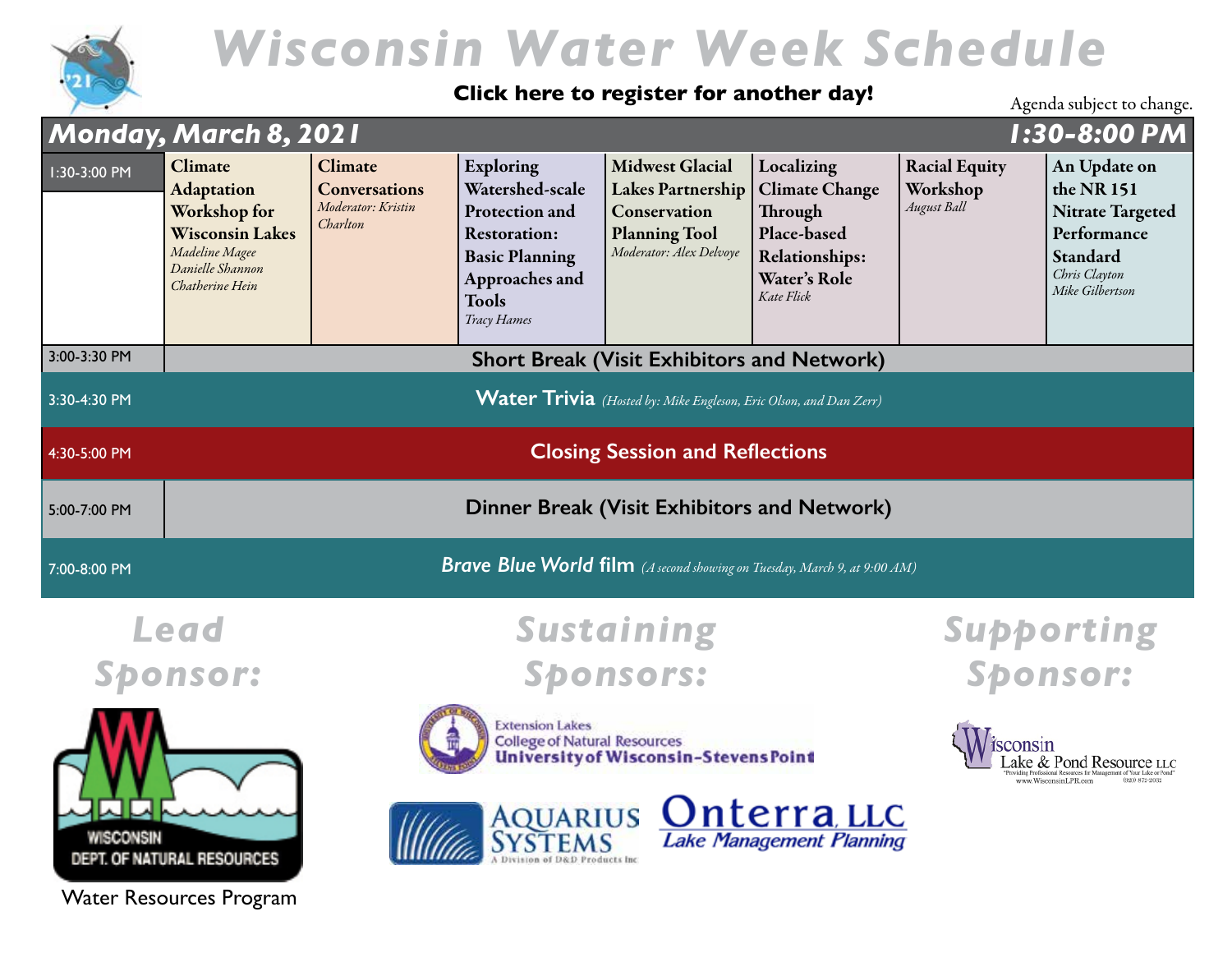# Wisconsin Water Week Schedule

**Click here to register for another day!**

Agenda subject to change.

## Monday, March 8, 2021 — 1:30-8:00 PM

| Time | | | | | | | |
|---|---|---|---|---|---|---|---|
| 1:30-3:00 PM | **Climate Adaptation Workshop for Wisconsin Lakes** *Madeline Magee, Danielle Shannon, Chatherine Hein* | **Climate Conversations** *Moderator: Kristin Charlton* | **Exploring Watershed-scale Protection and Restoration: Basic Planning Approaches and Tools** *Tracy Hames* | **Midwest Glacial Lakes Partnership Conservation Planning Tool** *Moderator: Alex Delvoye* | **Localizing Climate Change Through Place-based Relationships: Water's Role** *Kate Flick* | **Racial Equity Workshop** *August Ball* | **An Update on the NR 151 Nitrate Targeted Performance Standard** *Chris Clayton, Mike Gilbertson* |
| 3:00-3:30 PM | **Short Break (Visit Exhibitors and Network)** | | | | | | |
| 3:30-4:30 PM | **Water Trivia** *(Hosted by: Mike Engleson, Eric Olson, and Dan Zerr)* | | | | | | |
| 4:30-5:00 PM | **Closing Session and Reflections** | | | | | | |
| 5:00-7:00 PM | **Dinner Break (Visit Exhibitors and Network)** | | | | | | |
| 7:00-8:00 PM | ***Brave Blue World* film** *(A second showing on Tuesday, March 9, at 9:00 AM)* | | | | | | |

**Lead Sponsor:**

Wisconsin Dept. of Natural Resources

Water Resources Program

**Sustaining Sponsors:**

Extension Lakes, College of Natural Resources, University of Wisconsin-Stevens Point

Aquarius Systems, A Division of D&D Products Inc

Onterra, LLC — Lake Management Planning

**Supporting Sponsor:**

Wisconsin Lake & Pond Resource LLC — "Providing Professional Resources for Management of Your Lake or Pond" — www.WisconsinLPR.com (920) 872-2032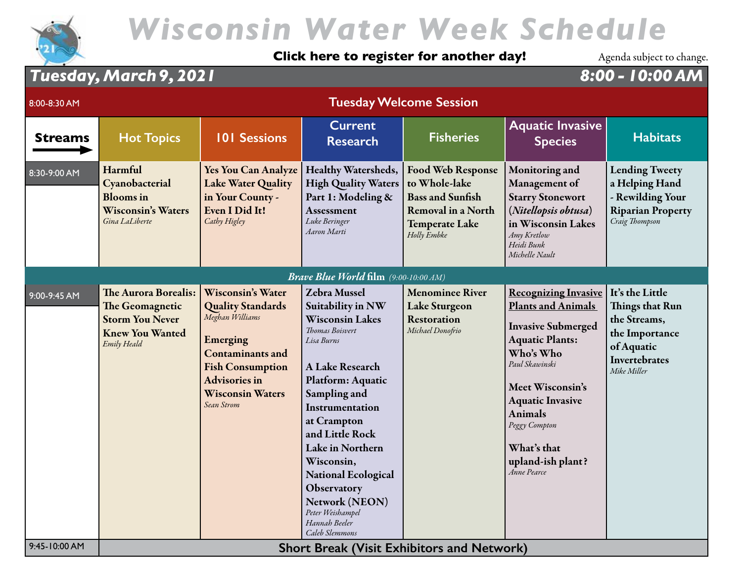# Wisconsin Water Week Schedule

**Click here to register for another day!**

Agenda subject to change.

## Tuesday, March 9, 2021 — 8:00 - 10:00 AM

| Streams | Hot Topics | 101 Sessions | Current Research | Fisheries | Aquatic Invasive Species | Habitats |
|---|---|---|---|---|---|---|
| 8:00-8:30 AM | **Tuesday Welcome Session** | | | | | |
| 8:30-9:00 AM | **Harmful Cyanobacterial Blooms in Wisconsin's Waters** *Gina LaLiberte* | **Yes You Can Analyze Lake Water Quality in Your County - Even I Did It!** *Cathy Higley* | **Healthy Watersheds, High Quality Waters Part 1: Modeling & Assessment** *Luke Beringer, Aaron Marti* | **Food Web Response to Whole-lake Bass and Sunfish Removal in a North Temperate Lake** *Holly Embke* | **Monitoring and Management of Starry Stonewort (*Nitellopsis obtusa*) in Wisconsin Lakes** *Amy Kretlow, Heidi Bunk, Michelle Nault* | **Lending Tweety a Helping Hand - Rewilding Your Riparian Property** *Craig Thompson* |
| | ***Brave Blue World* film** *(9:00-10:00 AM)* | | | | | |
| 9:00-9:45 AM | **The Aurora Borealis: The Geomagnetic Storm You Never Knew You Wanted** *Emily Heald* | **Wisconsin's Water Quality Standards** *Meghan Williams*<br><br>**Emerging Contaminants and Fish Consumption Advisories in Wisconsin Waters** *Sean Strom* | **Zebra Mussel Suitability in NW Wisconsin Lakes** *Thomas Boisvert, Lisa Burns*<br><br>**A Lake Research Platform: Aquatic Sampling and Instrumentation at Crampton and Little Rock Lake in Northern Wisconsin, National Ecological Observatory Network (NEON)** *Peter Weishampel, Hannah Beeler, Caleb Slemmons* | **Menominee River Lake Sturgeon Restoration** *Michael Donofrio* | **Recognizing Invasive Plants and Animals**<br><br>**Invasive Submerged Aquatic Plants: Who's Who** *Paul Skawinski*<br><br>**Meet Wisconsin's Aquatic Invasive Animals** *Peggy Compton*<br><br>**What's that upland-ish plant?** *Anne Pearce* | **It's the Little Things that Run the Streams, the Importance of Aquatic Invertebrates** *Mike Miller* |
| 9:45-10:00 AM | **Short Break (Visit Exhibitors and Network)** | | | | | |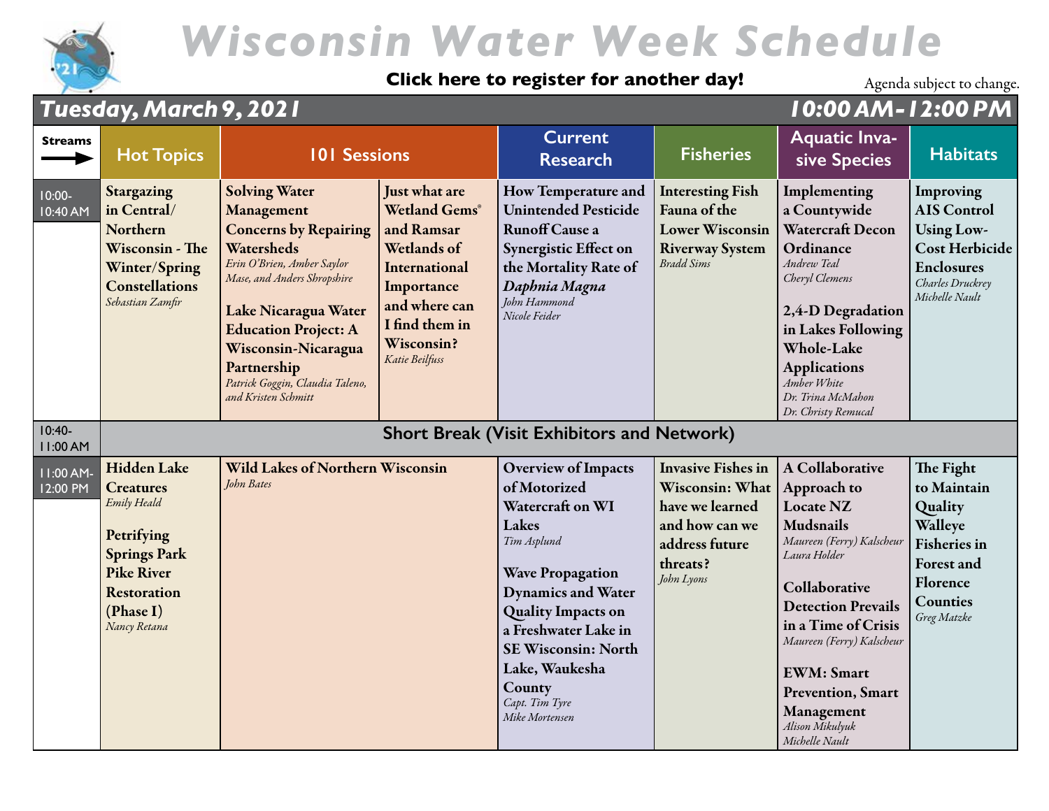# Wisconsin Water Week Schedule

**Click here to register for another day!**

Agenda subject to change.

## Tuesday, March 9, 2021 — 10:00 AM - 12:00 PM

| Streams | Hot Topics | 101 Sessions | | Current Research | Fisheries | Aquatic Invasive Species | Habitats |
|---|---|---|---|---|---|---|---|
| 10:00-10:40 AM | **Stargazing in Central/ Northern Wisconsin - The Winter/Spring Constellations** *Sebastian Zamfir* | **Solving Water Management Concerns by Repairing Watersheds** *Erin O'Brien, Amber Saylor Mase, and Anders Shropshire* <br><br> **Lake Nicaragua Water Education Project: A Wisconsin-Nicaragua Partnership** *Patrick Goggin, Claudia Taleno, and Kristen Schmitt* | **Just what are Wetland Gems® and Ramsar Wetlands of International Importance and where can I find them in Wisconsin?** *Katie Beilfuss* | **How Temperature and Unintended Pesticide Runoff Cause a Synergistic Effect on the Mortality Rate of *Daphnia Magna*** *John Hammond, Nicole Feider* | **Interesting Fish Fauna of the Lower Wisconsin Riverway System** *Bradd Sims* | **Implementing a Countywide Watercraft Decon Ordinance** *Andrew Teal, Cheryl Clemens* <br><br> **2,4-D Degradation in Lakes Following Whole-Lake Applications** *Amber White, Dr. Trina McMahon, Dr. Christy Remucal* | **Improving AIS Control Using Low-Cost Herbicide Enclosures** *Charles Druckrey, Michelle Nault* |
| 10:40-11:00 AM | **Short Break (Visit Exhibitors and Network)** | | | | | | |
| 11:00 AM-12:00 PM | **Hidden Lake Creatures** *Emily Heald* <br><br> **Petrifying Springs Park Pike River Restoration (Phase I)** *Nancy Retana* | **Wild Lakes of Northern Wisconsin** *John Bates* | | **Overview of Impacts of Motorized Watercraft on WI Lakes** *Tim Asplund* <br><br> **Wave Propagation Dynamics and Water Quality Impacts on a Freshwater Lake in SE Wisconsin: North Lake, Waukesha County** *Capt. Tim Tyre, Mike Mortensen* | **Invasive Fishes in Wisconsin: What have we learned and how can we address future threats?** *John Lyons* | **A Collaborative Approach to Locate NZ Mudsnails** *Maureen (Ferry) Kalscheur, Laura Holder* <br><br> **Collaborative Detection Prevails in a Time of Crisis** *Maureen (Ferry) Kalscheur* <br><br> **EWM: Smart Prevention, Smart Management** *Alison Mikulyuk, Michelle Nault* | **The Fight to Maintain Quality Walleye Fisheries in Forest and Florence Counties** *Greg Matzke* |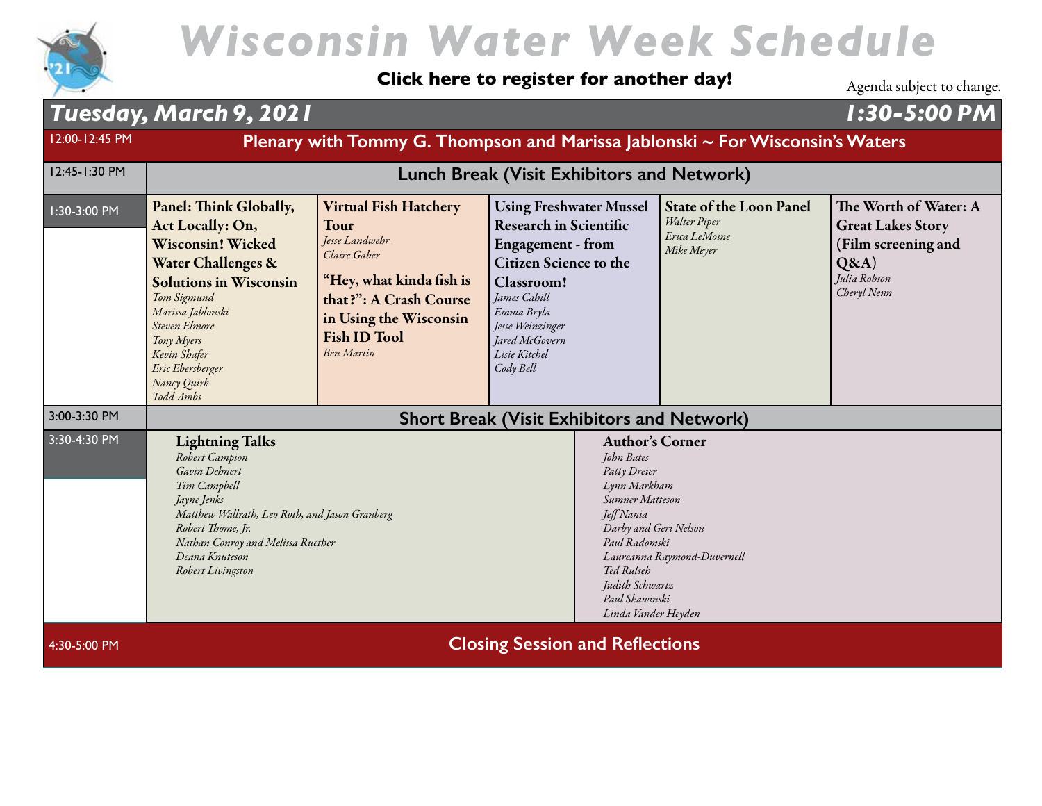# Wisconsin Water Week Schedule

**Click here to register for another day!**

Agenda subject to change.

## Tuesday, March 9, 2021 — 1:30-5:00 PM

| Time | | | | | |
|---|---|---|---|---|---|
| 12:00-12:45 PM | **Plenary with Tommy G. Thompson and Marissa Jablonski ~ For Wisconsin's Waters** | | | | |
| 12:45-1:30 PM | **Lunch Break (Visit Exhibitors and Network)** | | | | |
| 1:30-3:00 PM | **Panel: Think Globally, Act Locally: On, Wisconsin! Wicked Water Challenges & Solutions in Wisconsin**<br>*Tom Sigmund*<br>*Marissa Jablonski*<br>*Steven Elmore*<br>*Tony Myers*<br>*Kevin Shafer*<br>*Eric Ebersberger*<br>*Nancy Quirk*<br>*Todd Ambs* | **Virtual Fish Hatchery Tour**<br>*Jesse Landwehr*<br>*Claire Gaber*<br><br>**"Hey, what kinda fish is that?": A Crash Course in Using the Wisconsin Fish ID Tool**<br>*Ben Martin* | **Using Freshwater Mussel Research in Scientific Engagement - from Citizen Science to the Classroom!**<br>*James Cahill*<br>*Emma Bryla*<br>*Jesse Weinzinger*<br>*Jared McGovern*<br>*Lisie Kitchel*<br>*Cody Bell* | **State of the Loon Panel**<br>*Walter Piper*<br>*Erica LeMoine*<br>*Mike Meyer* | **The Worth of Water: A Great Lakes Story (Film screening and Q&A)**<br>*Julia Robson*<br>*Cheryl Nenn* |
| 3:00-3:30 PM | **Short Break (Visit Exhibitors and Network)** | | | | |
| 3:30-4:30 PM | **Lightning Talks**<br>*Robert Campion*<br>*Gavin Dehnert*<br>*Tim Campbell*<br>*Jayne Jenks*<br>*Matthew Wallrath, Leo Roth, and Jason Granberg*<br>*Robert Thome, Jr.*<br>*Nathan Conroy and Melissa Ruether*<br>*Deana Knuteson*<br>*Robert Livingston* | | **Author's Corner**<br>*John Bates*<br>*Patty Dreier*<br>*Lynn Markham*<br>*Sumner Matteson*<br>*Jeff Nania*<br>*Darby and Geri Nelson*<br>*Paul Radomski*<br>*Laureanna Raymond-Duvernell*<br>*Ted Rulseh*<br>*Judith Schwartz*<br>*Paul Skawinski*<br>*Linda Vander Heyden* | | |
| 4:30-5:00 PM | **Closing Session and Reflections** | | | | |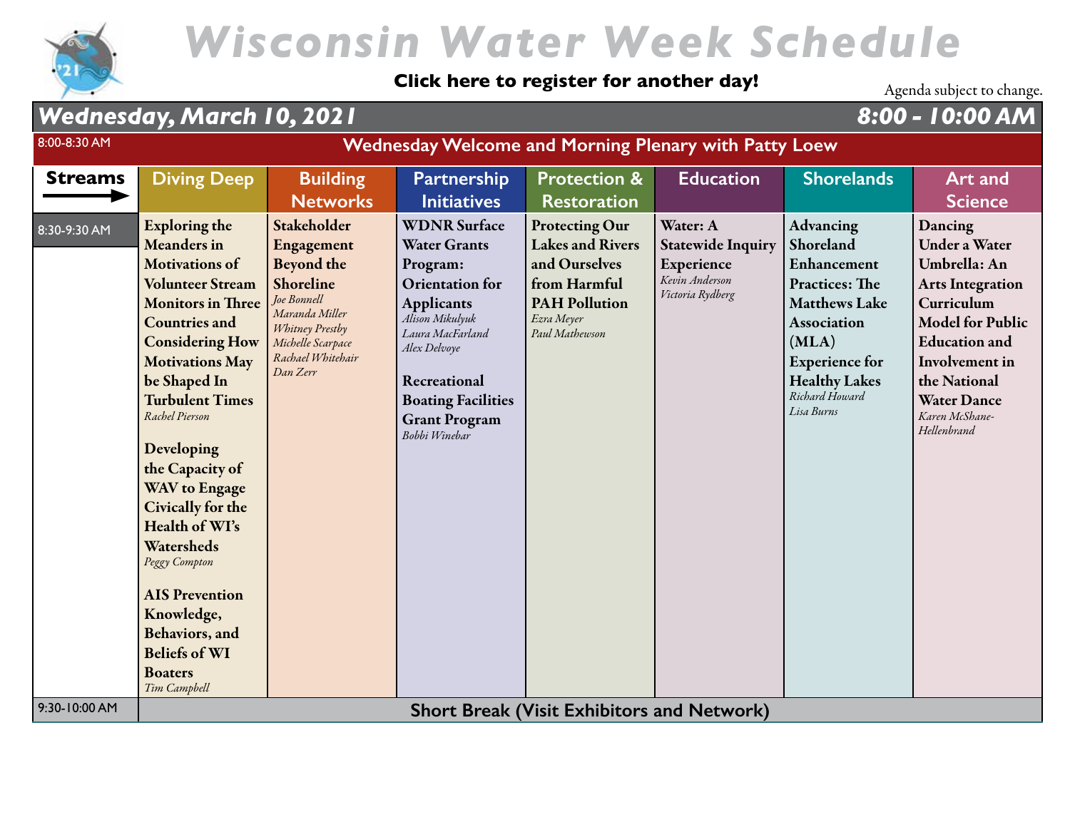# Wisconsin Water Week Schedule

**Click here to register for another day!**

Agenda subject to change.

## Wednesday, March 10, 2021 — 8:00 - 10:00 AM

| | | | | | | | |
|---|---|---|---|---|---|---|---|
| 8:00-8:30 AM | **Wednesday Welcome and Morning Plenary with Patty Loew** | | | | | | |
| **Streams** → | **Diving Deep** | **Building Networks** | **Partnership Initiatives** | **Protection & Restoration** | **Education** | **Shorelands** | **Art and Science** |
| 8:30-9:30 AM | **Exploring the Meanders in Motivations of Volunteer Stream Monitors in Three Countries and Considering How Motivations May be Shaped In Turbulent Times** *Rachel Pierson*<br><br>**Developing the Capacity of WAV to Engage Civically for the Health of WI's Watersheds** *Peggy Compton*<br><br>**AIS Prevention Knowledge, Behaviors, and Beliefs of WI Boaters** *Tim Campbell* | **Stakeholder Engagement Beyond the Shoreline** *Joe Bonnell, Maranda Miller, Whitney Prestby, Michelle Scarpace, Rachael Whitehair, Dan Zerr* | **WDNR Surface Water Grants Program: Orientation for Applicants** *Alison Mikulyuk, Laura MacFarland, Alex Delvoye*<br><br>**Recreational Boating Facilities Grant Program** *Bobbi Winebar* | **Protecting Our Lakes and Rivers and Ourselves from Harmful PAH Pollution** *Ezra Meyer, Paul Mathewson* | **Water: A Statewide Inquiry Experience** *Kevin Anderson, Victoria Rydberg* | **Advancing Shoreland Enhancement Practices: The Matthews Lake Association (MLA) Experience for Healthy Lakes** *Richard Howard, Lisa Burns* | **Dancing Under a Water Umbrella: An Arts Integration Curriculum Model for Public Education and Involvement in the National Water Dance** *Karen McShane-Hellenbrand* |
| 9:30-10:00 AM | **Short Break (Visit Exhibitors and Network)** | | | | | | |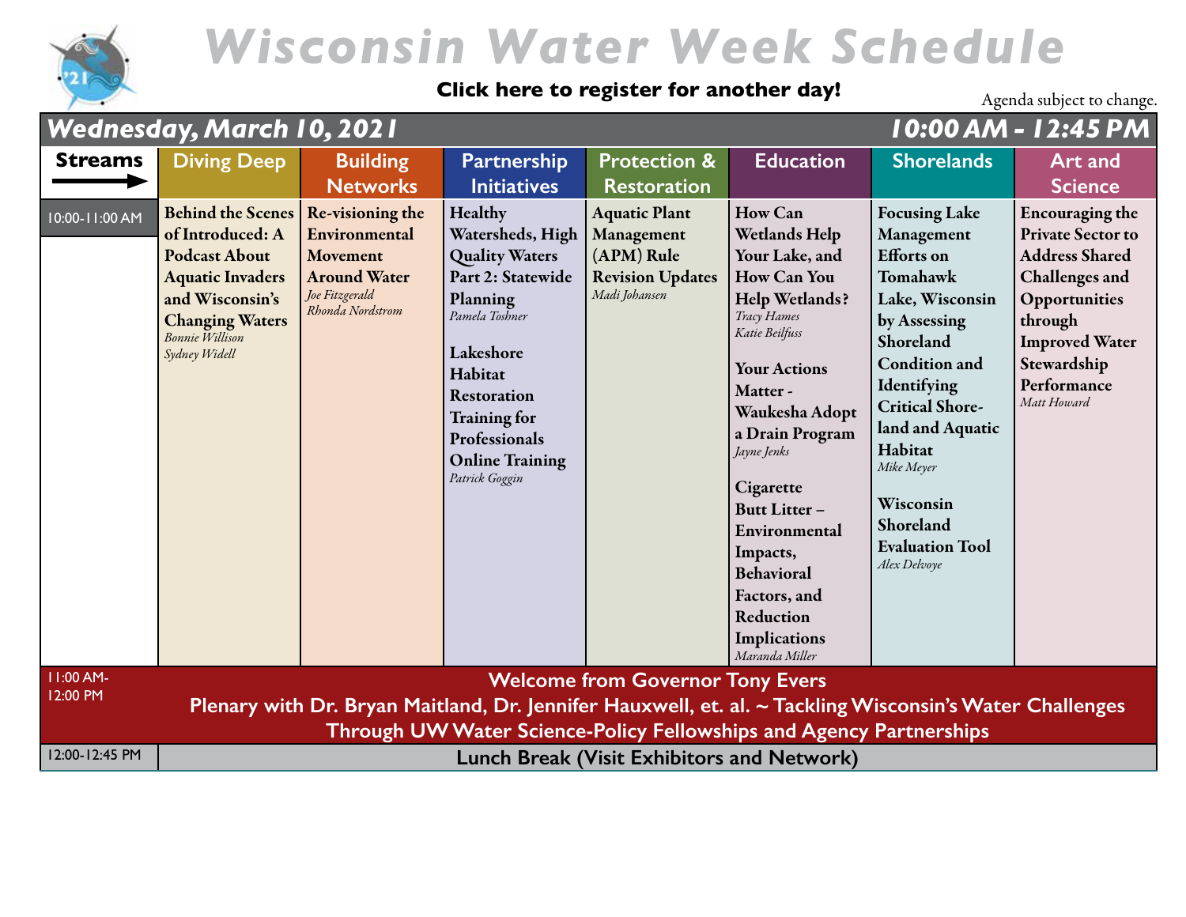# Wisconsin Water Week Schedule

**Click here to register for another day!**

Agenda subject to change.

## Wednesday, March 10, 2021 — 10:00 AM - 12:45 PM

| Streams | Diving Deep | Building Networks | Partnership Initiatives | Protection & Restoration | Education | Shorelands | Art and Science |
|---|---|---|---|---|---|---|---|
| 10:00-11:00 AM | **Behind the Scenes of Introduced: A Podcast About Aquatic Invaders and Wisconsin's Changing Waters** *Bonnie Willison, Sydney Widell* | **Re-visioning the Environmental Movement Around Water** *Joe Fitzgerald, Rhonda Nordstrom* | **Healthy Watersheds, High Quality Waters Part 2: Statewide Planning** *Pamela Toshner*<br><br>**Lakeshore Habitat Restoration Training for Professionals Online Training** *Patrick Goggin* | **Aquatic Plant Management (APM) Rule Revision Updates** *Madi Johansen* | **How Can Wetlands Help Your Lake, and How Can You Help Wetlands?** *Tracy Hames, Katie Beilfuss*<br><br>**Your Actions Matter - Waukesha Adopt a Drain Program** *Jayne Jenks*<br><br>**Cigarette Butt Litter – Environmental Impacts, Behavioral Factors, and Reduction Implications** *Maranda Miller* | **Focusing Lake Management Efforts on Tomahawk Lake, Wisconsin by Assessing Shoreland Condition and Identifying Critical Shore-land and Aquatic Habitat** *Mike Meyer*<br><br>**Wisconsin Shoreland Evaluation Tool** *Alex Delvoye* | **Encouraging the Private Sector to Address Shared Challenges and Opportunities through Improved Water Stewardship Performance** *Matt Howard* |
| 11:00 AM-12:00 PM | **Welcome from Governor Tony Evers**<br>**Plenary with Dr. Bryan Maitland, Dr. Jennifer Hauxwell, et. al. ~ Tackling Wisconsin's Water Challenges Through UW Water Science-Policy Fellowships and Agency Partnerships** | | | | | | |
| 12:00-12:45 PM | **Lunch Break (Visit Exhibitors and Network)** | | | | | | |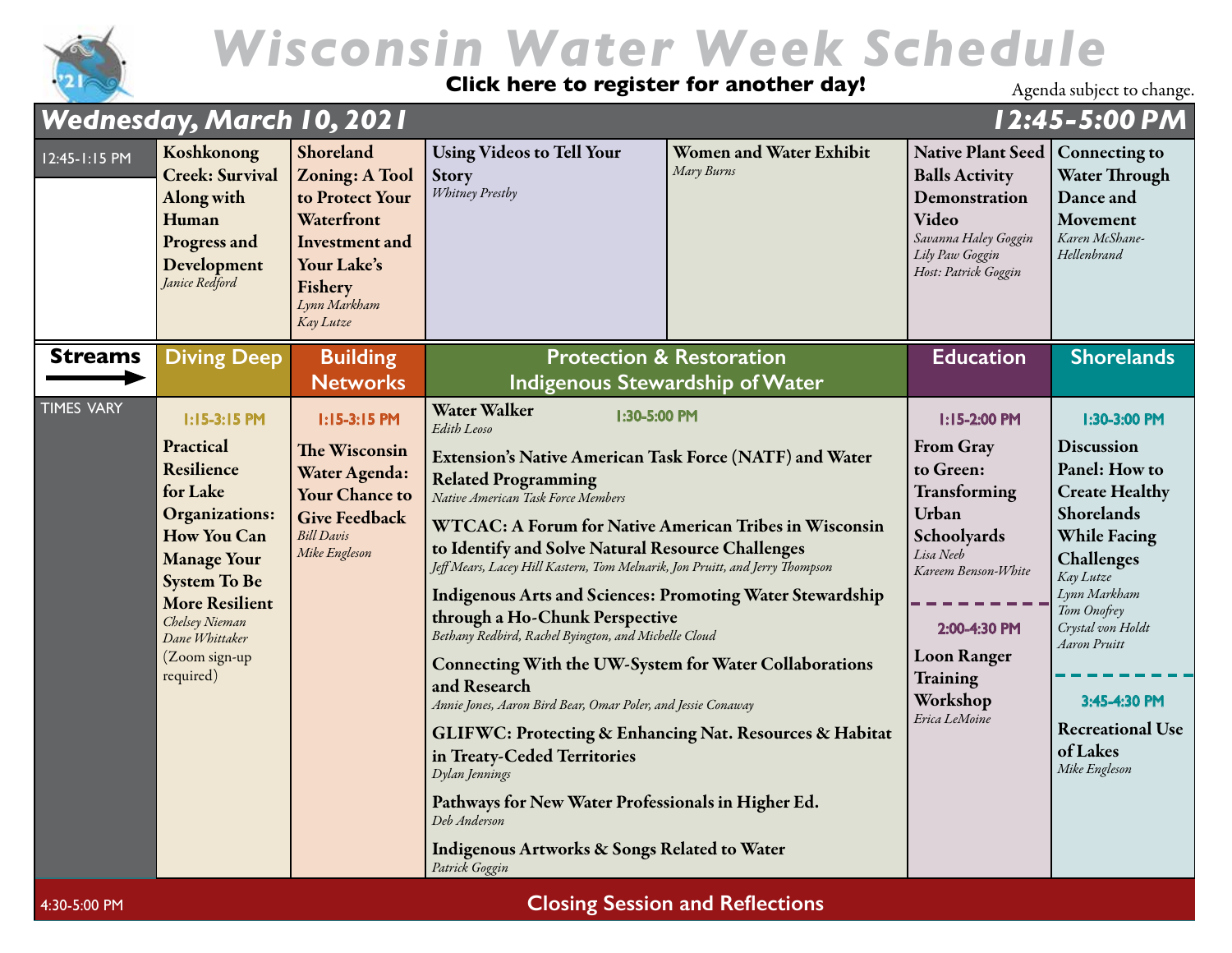# Wisconsin Water Week Schedule

**Click here to register for another day!**

Agenda subject to change.

## Wednesday, March 10, 2021 — 12:45-5:00 PM

| 12:45-1:15 PM | | | | | | |
|---|---|---|---|---|---|---|
| | **Koshkonong Creek: Survival Along with Human Progress and Development** *Janice Redford* | **Shoreland Zoning: A Tool to Protect Your Waterfront Investment and Your Lake's Fishery** *Lynn Markham, Kay Lutze* | **Using Videos to Tell Your Story** *Whitney Prestby* | **Women and Water Exhibit** *Mary Burns* | **Native Plant Seed Balls Activity Demonstration Video** *Savanna Haley Goggin, Lily Paw Goggin, Host: Patrick Goggin* | **Connecting to Water Through Dance and Movement** *Karen McShane-Hellenbrand* |

| Streams → | Diving Deep | Building Networks | Protection & Restoration / Indigenous Stewardship of Water | Education | Shorelands |
|---|---|---|---|---|---|
| TIMES VARY | **1:15-3:15 PM** **Practical Resilience for Lake Organizations: How You Can Manage Your System To Be More Resilient** *Chelsey Nieman, Dane Whittaker* (Zoom sign-up required) | **1:15-3:15 PM** **The Wisconsin Water Agenda: Your Chance to Give Feedback** *Bill Davis, Mike Engleson* | **1:30-5:00 PM** **Water Walker** *Edith Leoso*<br>**Extension's Native American Task Force (NATF) and Water Related Programming** *Native American Task Force Members*<br>**WTCAC: A Forum for Native American Tribes in Wisconsin to Identify and Solve Natural Resource Challenges** *Jeff Mears, Lacey Hill Kastern, Tom Melnarik, Jon Pruitt, and Jerry Thompson*<br>**Indigenous Arts and Sciences: Promoting Water Stewardship through a Ho-Chunk Perspective** *Bethany Redbird, Rachel Byington, and Michelle Cloud*<br>**Connecting With the UW-System for Water Collaborations and Research** *Annie Jones, Aaron Bird Bear, Omar Poler, and Jessie Conaway*<br>**GLIFWC: Protecting & Enhancing Nat. Resources & Habitat in Treaty-Ceded Territories** *Dylan Jennings*<br>**Pathways for New Water Professionals in Higher Ed.** *Deb Anderson*<br>**Indigenous Artworks & Songs Related to Water** *Patrick Goggin* | **1:15-2:00 PM** **From Gray to Green: Transforming Urban Schoolyards** *Lisa Neeb, Kareem Benson-White*<br>**2:00-4:30 PM** **Loon Ranger Training Workshop** *Erica LeMoine* | **1:30-3:00 PM** **Discussion Panel: How to Create Healthy Shorelands While Facing Challenges** *Kay Lutze, Lynn Markham, Tom Onofrey, Crystal von Holdt, Aaron Pruitt*<br>**3:45-4:30 PM** **Recreational Use of Lakes** *Mike Engleson* |
| 4:30-5:00 PM | **Closing Session and Reflections** | | | | |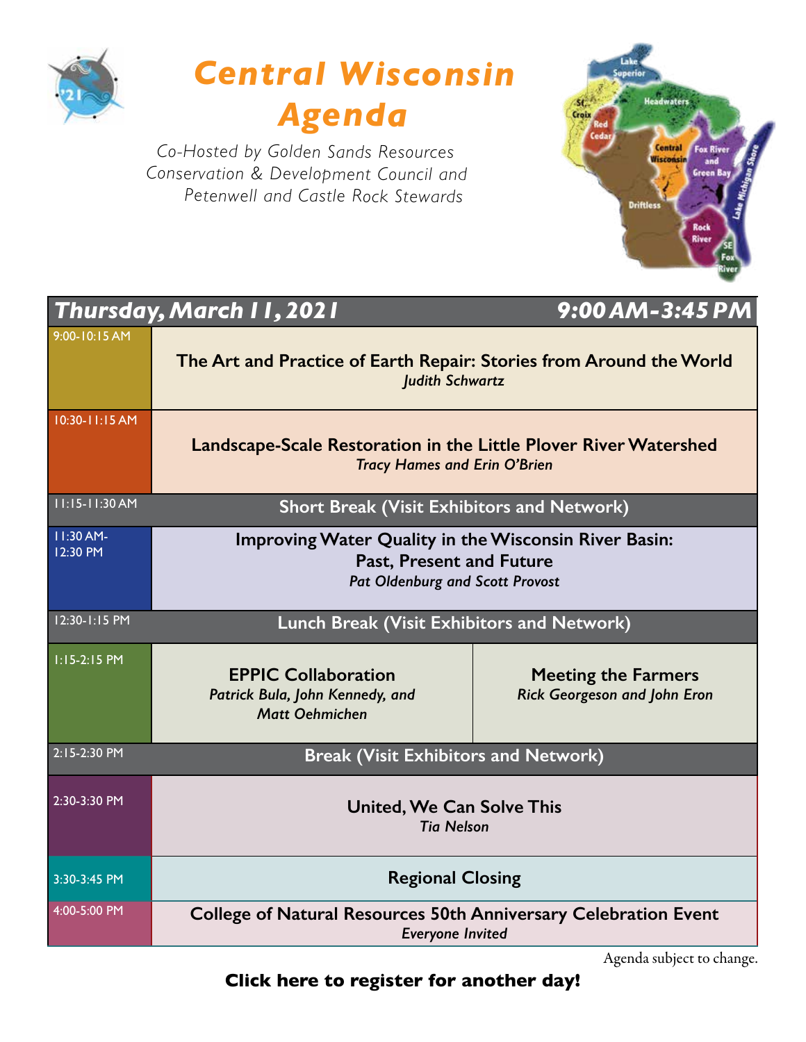# Central Wisconsin Agenda

*Co-Hosted by Golden Sands Resources Conservation & Development Council and Petenwell and Castle Rock Stewards*

## Thursday, March 11, 2021 — 9:00 AM-3:45 PM

| Time | Session |
|---|---|
| 9:00-10:15 AM | **The Art and Practice of Earth Repair: Stories from Around the World** *Judith Schwartz* |
| 10:30-11:15 AM | **Landscape-Scale Restoration in the Little Plover River Watershed** *Tracy Hames and Erin O'Brien* |
| 11:15-11:30 AM | **Short Break (Visit Exhibitors and Network)** |
| 11:30 AM-12:30 PM | **Improving Water Quality in the Wisconsin River Basin: Past, Present and Future** *Pat Oldenburg and Scott Provost* |
| 12:30-1:15 PM | **Lunch Break (Visit Exhibitors and Network)** |
| 1:15-2:15 PM | **EPPIC Collaboration** *Patrick Bula, John Kennedy, and Matt Oehmichen* / **Meeting the Farmers** *Rick Georgeson and John Eron* |
| 2:15-2:30 PM | **Break (Visit Exhibitors and Network)** |
| 2:30-3:30 PM | **United, We Can Solve This** *Tia Nelson* |
| 3:30-3:45 PM | **Regional Closing** |
| 4:00-5:00 PM | **College of Natural Resources 50th Anniversary Celebration Event** *Everyone Invited* |

Agenda subject to change.

**Click here to register for another day!**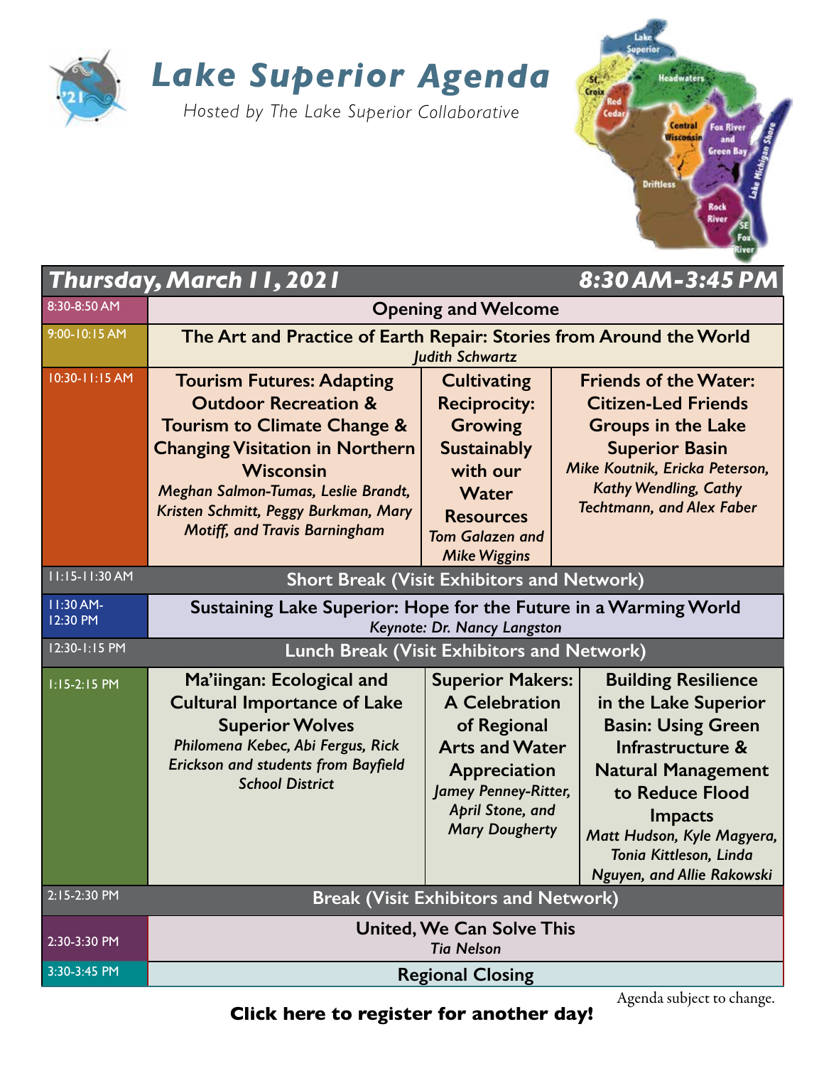# Lake Superior Agenda

*Hosted by The Lake Superior Collaborative*

## Thursday, March 11, 2021 — 8:30 AM-3:45 PM

| Time | Session | | |
|---|---|---|---|
| 8:30-8:50 AM | **Opening and Welcome** | | |
| 9:00-10:15 AM | **The Art and Practice of Earth Repair: Stories from Around the World** *Judith Schwartz* | | |
| 10:30-11:15 AM | **Tourism Futures: Adapting Outdoor Recreation & Tourism to Climate Change & Changing Visitation in Northern Wisconsin** *Meghan Salmon-Tumas, Leslie Brandt, Kristen Schmitt, Peggy Burkman, Mary Motiff, and Travis Barningham* | **Cultivating Reciprocity: Growing Sustainably with our Water Resources** *Tom Galazen and Mike Wiggins* | **Friends of the Water: Citizen-Led Friends Groups in the Lake Superior Basin** *Mike Koutnik, Ericka Peterson, Kathy Wendling, Cathy Techtmann, and Alex Faber* |
| 11:15-11:30 AM | **Short Break (Visit Exhibitors and Network)** | | |
| 11:30 AM-12:30 PM | **Sustaining Lake Superior: Hope for the Future in a Warming World** *Keynote: Dr. Nancy Langston* | | |
| 12:30-1:15 PM | **Lunch Break (Visit Exhibitors and Network)** | | |
| 1:15-2:15 PM | **Ma'iingan: Ecological and Cultural Importance of Lake Superior Wolves** *Philomena Kebec, Abi Fergus, Rick Erickson and students from Bayfield School District* | **Superior Makers: A Celebration of Regional Arts and Water Appreciation** *Jamey Penney-Ritter, April Stone, and Mary Dougherty* | **Building Resilience in the Lake Superior Basin: Using Green Infrastructure & Natural Management to Reduce Flood Impacts** *Matt Hudson, Kyle Magyera, Tonia Kittleson, Linda Nguyen, and Allie Rakowski* |
| 2:15-2:30 PM | **Break (Visit Exhibitors and Network)** | | |
| 2:30-3:30 PM | **United, We Can Solve This** *Tia Nelson* | | |
| 3:30-3:45 PM | **Regional Closing** | | |

Agenda subject to change.

**Click here to register for another day!**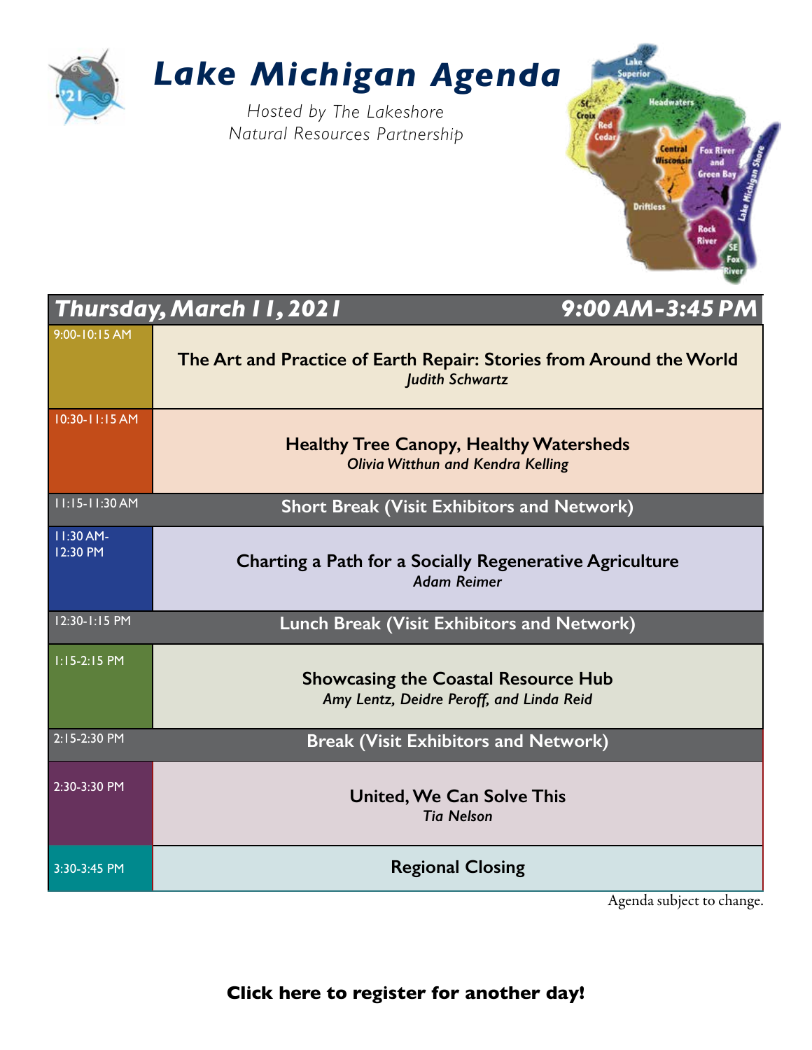# Lake Michigan Agenda

*Hosted by The Lakeshore Natural Resources Partnership*

| *Thursday, March 11, 2021* | *9:00 AM-3:45 PM* |
|---|---|
| 9:00-10:15 AM | **The Art and Practice of Earth Repair: Stories from Around the World**<br>*Judith Schwartz* |
| 10:30-11:15 AM | **Healthy Tree Canopy, Healthy Watersheds**<br>*Olivia Witthun and Kendra Kelling* |
| 11:15-11:30 AM | **Short Break (Visit Exhibitors and Network)** |
| 11:30 AM-12:30 PM | **Charting a Path for a Socially Regenerative Agriculture**<br>*Adam Reimer* |
| 12:30-1:15 PM | **Lunch Break (Visit Exhibitors and Network)** |
| 1:15-2:15 PM | **Showcasing the Coastal Resource Hub**<br>*Amy Lentz, Deidre Peroff, and Linda Reid* |
| 2:15-2:30 PM | **Break (Visit Exhibitors and Network)** |
| 2:30-3:30 PM | **United, We Can Solve This**<br>*Tia Nelson* |
| 3:30-3:45 PM | **Regional Closing** |

Agenda subject to change.

**Click here to register for another day!**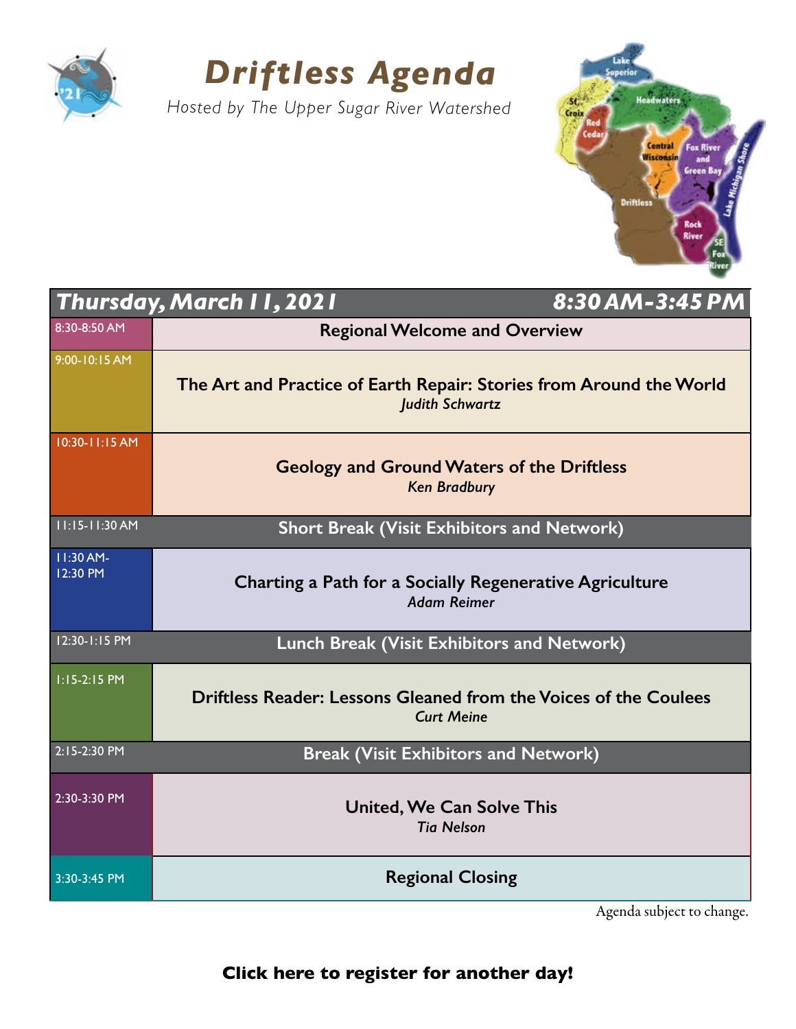# Driftless Agenda

*Hosted by The Upper Sugar River Watershed*

| Thursday, March 11, 2021 | 8:30 AM-3:45 PM |
|---|---|
| 8:30-8:50 AM | **Regional Welcome and Overview** |
| 9:00-10:15 AM | **The Art and Practice of Earth Repair: Stories from Around the World**<br>*Judith Schwartz* |
| 10:30-11:15 AM | **Geology and Ground Waters of the Driftless**<br>*Ken Bradbury* |
| 11:15-11:30 AM | **Short Break (Visit Exhibitors and Network)** |
| 11:30 AM-12:30 PM | **Charting a Path for a Socially Regenerative Agriculture**<br>*Adam Reimer* |
| 12:30-1:15 PM | **Lunch Break (Visit Exhibitors and Network)** |
| 1:15-2:15 PM | **Driftless Reader: Lessons Gleaned from the Voices of the Coulees**<br>*Curt Meine* |
| 2:15-2:30 PM | **Break (Visit Exhibitors and Network)** |
| 2:30-3:30 PM | **United, We Can Solve This**<br>*Tia Nelson* |
| 3:30-3:45 PM | **Regional Closing** |

Agenda subject to change.

**Click here to register for another day!**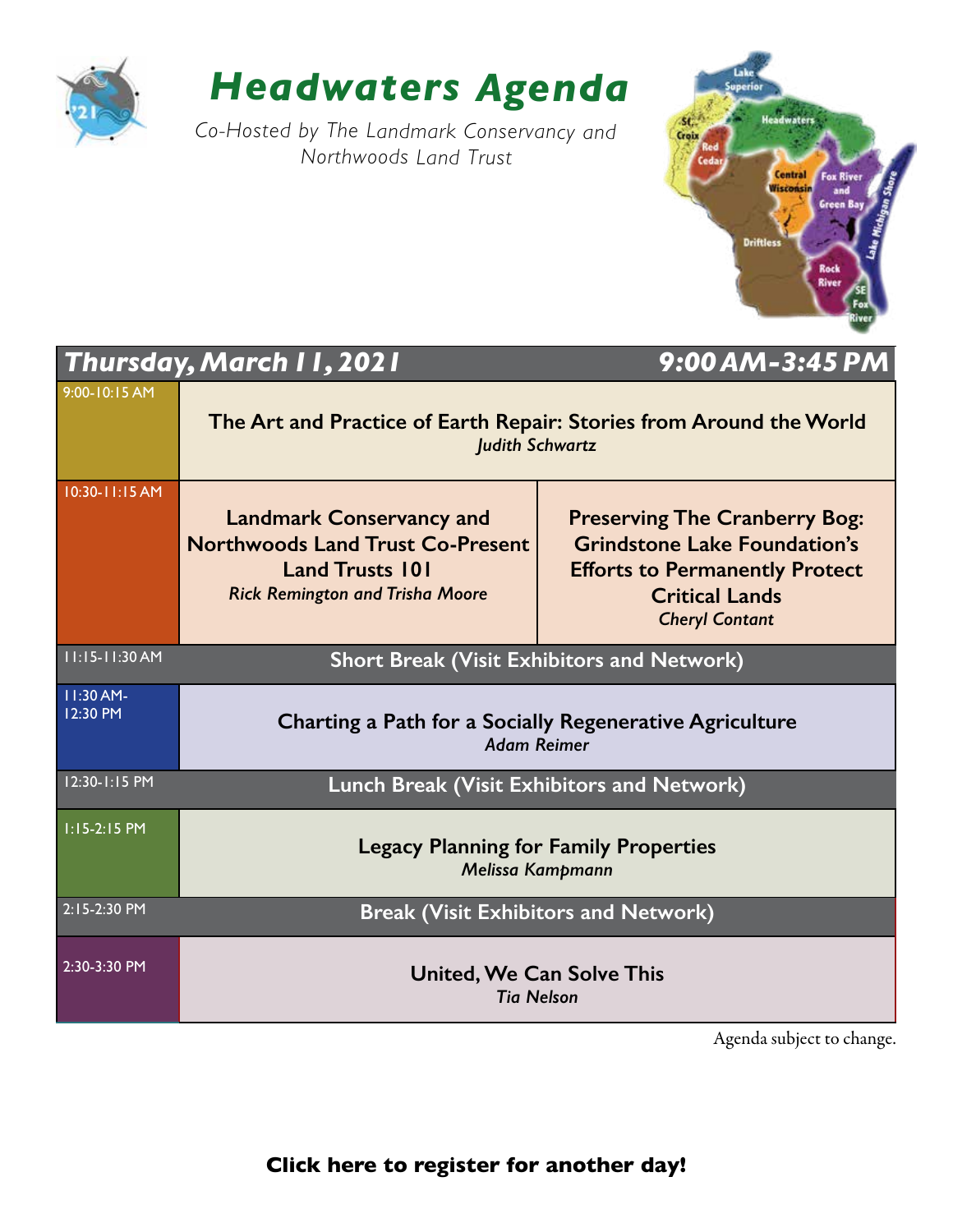# *Headwaters Agenda*

*Co-Hosted by The Landmark Conservancy and Northwoods Land Trust*

## *Thursday, March 11, 2021* — *9:00 AM-3:45 PM*

| Time | Session | |
|---|---|---|
| 9:00-10:15 AM | **The Art and Practice of Earth Repair: Stories from Around the World** *Judith Schwartz* | |
| 10:30-11:15 AM | **Landmark Conservancy and Northwoods Land Trust Co-Present Land Trusts 101** *Rick Remington and Trisha Moore* | **Preserving The Cranberry Bog: Grindstone Lake Foundation's Efforts to Permanently Protect Critical Lands** *Cheryl Contant* |
| 11:15-11:30 AM | **Short Break (Visit Exhibitors and Network)** | |
| 11:30 AM-12:30 PM | **Charting a Path for a Socially Regenerative Agriculture** *Adam Reimer* | |
| 12:30-1:15 PM | **Lunch Break (Visit Exhibitors and Network)** | |
| 1:15-2:15 PM | **Legacy Planning for Family Properties** *Melissa Kampmann* | |
| 2:15-2:30 PM | **Break (Visit Exhibitors and Network)** | |
| 2:30-3:30 PM | **United, We Can Solve This** *Tia Nelson* | |

Agenda subject to change.

**Click here to register for another day!**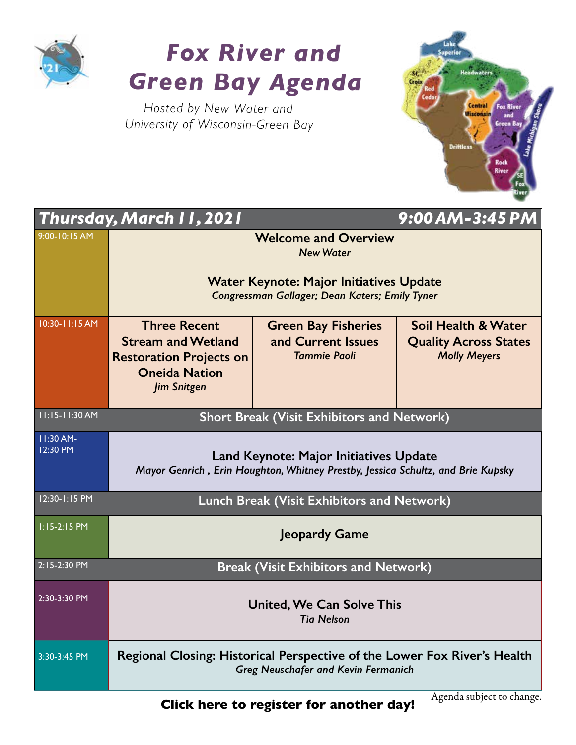# Fox River and Green Bay Agenda

*Hosted by New Water and University of Wisconsin-Green Bay*

| Thursday, March 11, 2021 | | | 9:00 AM-3:45 PM |
|---|---|---|---|
| 9:00-10:15 AM | **Welcome and Overview** *New Water*<br><br>**Water Keynote: Major Initiatives Update** *Congressman Gallager; Dean Katers; Emily Tyner* | | |
| 10:30-11:15 AM | **Three Recent Stream and Wetland Restoration Projects on Oneida Nation** *Jim Snitgen* | **Green Bay Fisheries and Current Issues** *Tammie Paoli* | **Soil Health & Water Quality Across States** *Molly Meyers* |
| 11:15-11:30 AM | **Short Break (Visit Exhibitors and Network)** | | |
| 11:30 AM-12:30 PM | **Land Keynote: Major Initiatives Update** *Mayor Genrich , Erin Houghton, Whitney Prestby, Jessica Schultz, and Brie Kupsky* | | |
| 12:30-1:15 PM | **Lunch Break (Visit Exhibitors and Network)** | | |
| 1:15-2:15 PM | **Jeopardy Game** | | |
| 2:15-2:30 PM | **Break (Visit Exhibitors and Network)** | | |
| 2:30-3:30 PM | **United, We Can Solve This** *Tia Nelson* | | |
| 3:30-3:45 PM | **Regional Closing: Historical Perspective of the Lower Fox River's Health** *Greg Neuschafer and Kevin Fermanich* | | |

Agenda subject to change.

**Click here to register for another day!**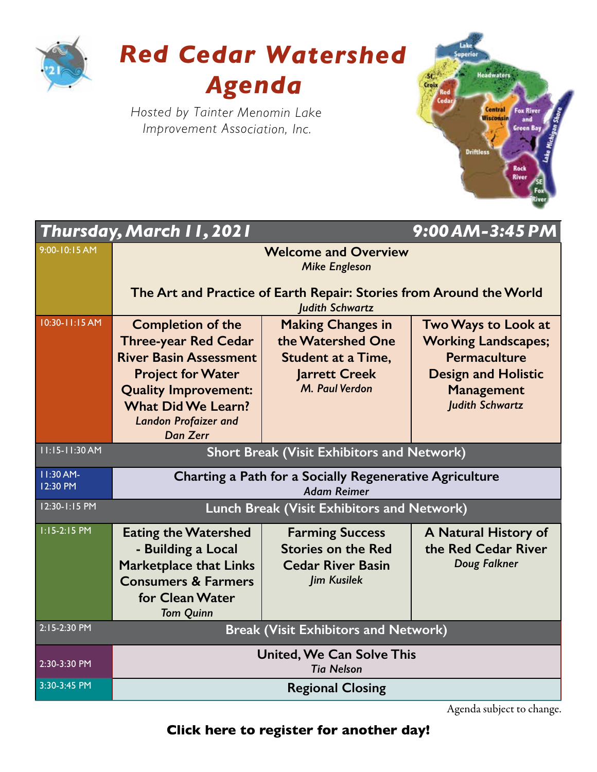# Red Cedar Watershed Agenda

*Hosted by Tainter Menomin Lake Improvement Association, Inc.*

## *Thursday, March 11, 2021* — *9:00 AM-3:45 PM*

| Time | Session | | |
|---|---|---|---|
| 9:00-10:15 AM | **Welcome and Overview** *Mike Engleson*<br><br>**The Art and Practice of Earth Repair: Stories from Around the World** *Judith Schwartz* | | |
| 10:30-11:15 AM | **Completion of the Three-year Red Cedar River Basin Assessment Project for Water Quality Improvement: What Did We Learn?** *Landon Profaizer and Dan Zerr* | **Making Changes in the Watershed One Student at a Time, Jarrett Creek** *M. Paul Verdon* | **Two Ways to Look at Working Landscapes; Permaculture Design and Holistic Management** *Judith Schwartz* |
| 11:15-11:30 AM | **Short Break (Visit Exhibitors and Network)** | | |
| 11:30 AM-12:30 PM | **Charting a Path for a Socially Regenerative Agriculture** *Adam Reimer* | | |
| 12:30-1:15 PM | **Lunch Break (Visit Exhibitors and Network)** | | |
| 1:15-2:15 PM | **Eating the Watershed - Building a Local Marketplace that Links Consumers & Farmers for Clean Water** *Tom Quinn* | **Farming Success Stories on the Red Cedar River Basin** *Jim Kusilek* | **A Natural History of the Red Cedar River** *Doug Falkner* |
| 2:15-2:30 PM | **Break (Visit Exhibitors and Network)** | | |
| 2:30-3:30 PM | **United, We Can Solve This** *Tia Nelson* | | |
| 3:30-3:45 PM | **Regional Closing** | | |

Agenda subject to change.

**Click here to register for another day!**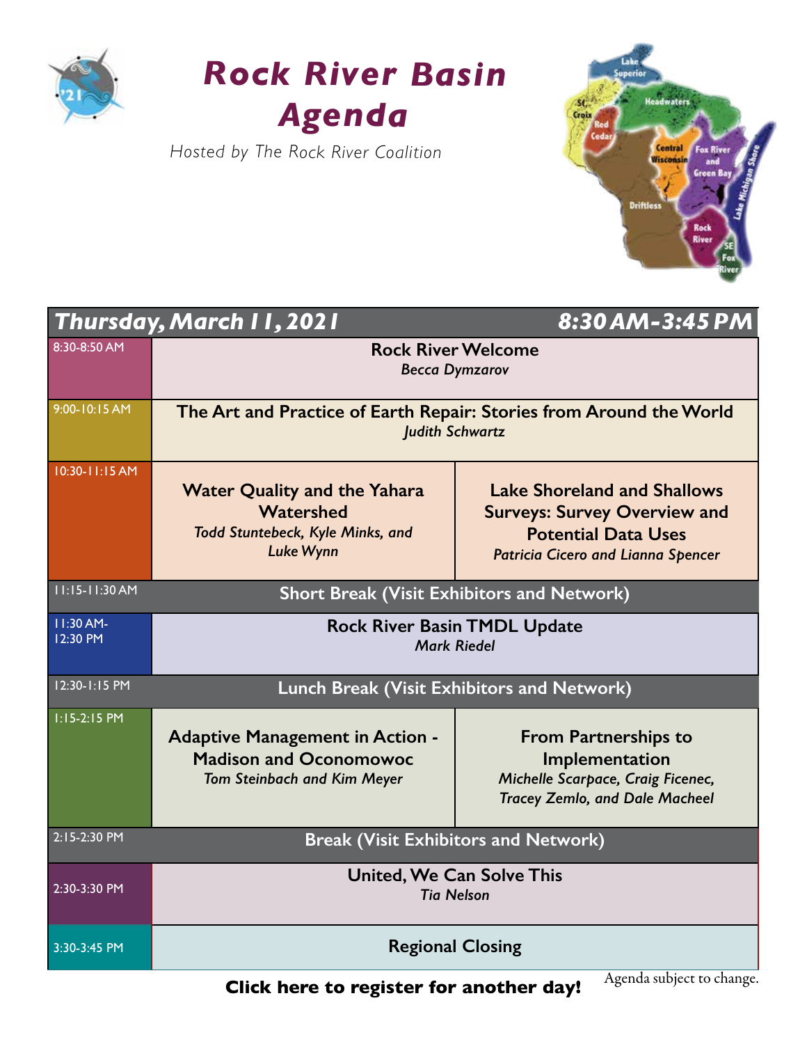# Rock River Basin Agenda

*Hosted by The Rock River Coalition*

| Thursday, March 11, 2021 | | 8:30 AM-3:45 PM |
|---|---|---|
| 8:30-8:50 AM | **Rock River Welcome**<br>*Becca Dymzarov* | |
| 9:00-10:15 AM | **The Art and Practice of Earth Repair: Stories from Around the World**<br>*Judith Schwartz* | |
| 10:30-11:15 AM | **Water Quality and the Yahara Watershed**<br>*Todd Stuntebeck, Kyle Minks, and Luke Wynn* | **Lake Shoreland and Shallows Surveys: Survey Overview and Potential Data Uses**<br>*Patricia Cicero and Lianna Spencer* |
| 11:15-11:30 AM | **Short Break (Visit Exhibitors and Network)** | |
| 11:30 AM-12:30 PM | **Rock River Basin TMDL Update**<br>*Mark Riedel* | |
| 12:30-1:15 PM | **Lunch Break (Visit Exhibitors and Network)** | |
| 1:15-2:15 PM | **Adaptive Management in Action - Madison and Oconomowoc**<br>*Tom Steinbach and Kim Meyer* | **From Partnerships to Implementation**<br>*Michelle Scarpace, Craig Ficenec, Tracey Zemlo, and Dale Macheel* |
| 2:15-2:30 PM | **Break (Visit Exhibitors and Network)** | |
| 2:30-3:30 PM | **United, We Can Solve This**<br>*Tia Nelson* | |
| 3:30-3:45 PM | **Regional Closing** | |

**Click here to register for another day!**

Agenda subject to change.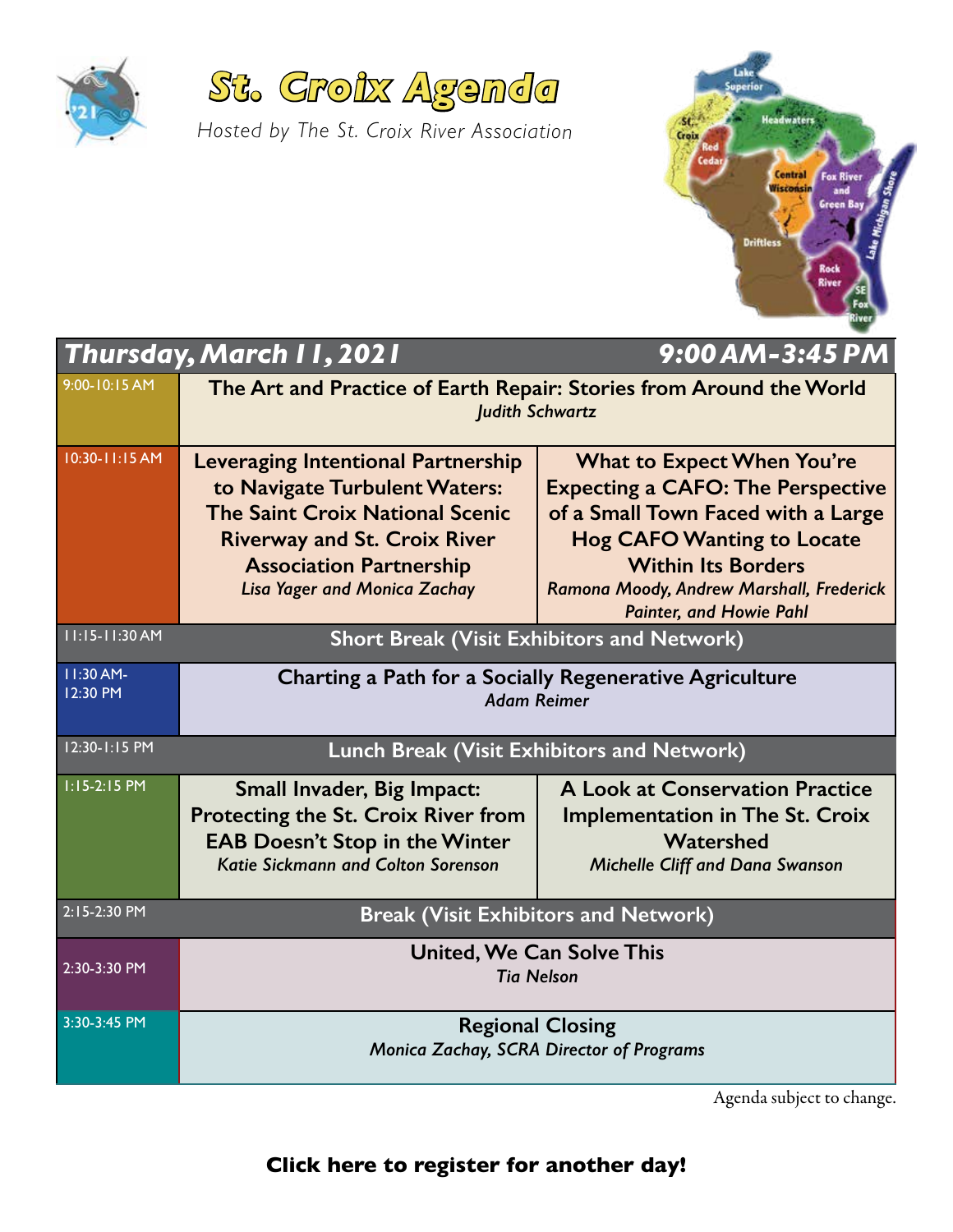# St. Croix Agenda

*Hosted by The St. Croix River Association*

## Thursday, March 11, 2021 — 9:00 AM-3:45 PM

| Time | Session | |
|---|---|---|
| 9:00-10:15 AM | **The Art and Practice of Earth Repair: Stories from Around the World**<br>*Judith Schwartz* | |
| 10:30-11:15 AM | **Leveraging Intentional Partnership to Navigate Turbulent Waters: The Saint Croix National Scenic Riverway and St. Croix River Association Partnership**<br>*Lisa Yager and Monica Zachay* | **What to Expect When You're Expecting a CAFO: The Perspective of a Small Town Faced with a Large Hog CAFO Wanting to Locate Within Its Borders**<br>*Ramona Moody, Andrew Marshall, Frederick Painter, and Howie Pahl* |
| 11:15-11:30 AM | **Short Break (Visit Exhibitors and Network)** | |
| 11:30 AM-12:30 PM | **Charting a Path for a Socially Regenerative Agriculture**<br>*Adam Reimer* | |
| 12:30-1:15 PM | **Lunch Break (Visit Exhibitors and Network)** | |
| 1:15-2:15 PM | **Small Invader, Big Impact: Protecting the St. Croix River from EAB Doesn't Stop in the Winter**<br>*Katie Sickmann and Colton Sorenson* | **A Look at Conservation Practice Implementation in The St. Croix Watershed**<br>*Michelle Cliff and Dana Swanson* |
| 2:15-2:30 PM | **Break (Visit Exhibitors and Network)** | |
| 2:30-3:30 PM | **United, We Can Solve This**<br>*Tia Nelson* | |
| 3:30-3:45 PM | **Regional Closing**<br>*Monica Zachay, SCRA Director of Programs* | |

Agenda subject to change.

**Click here to register for another day!**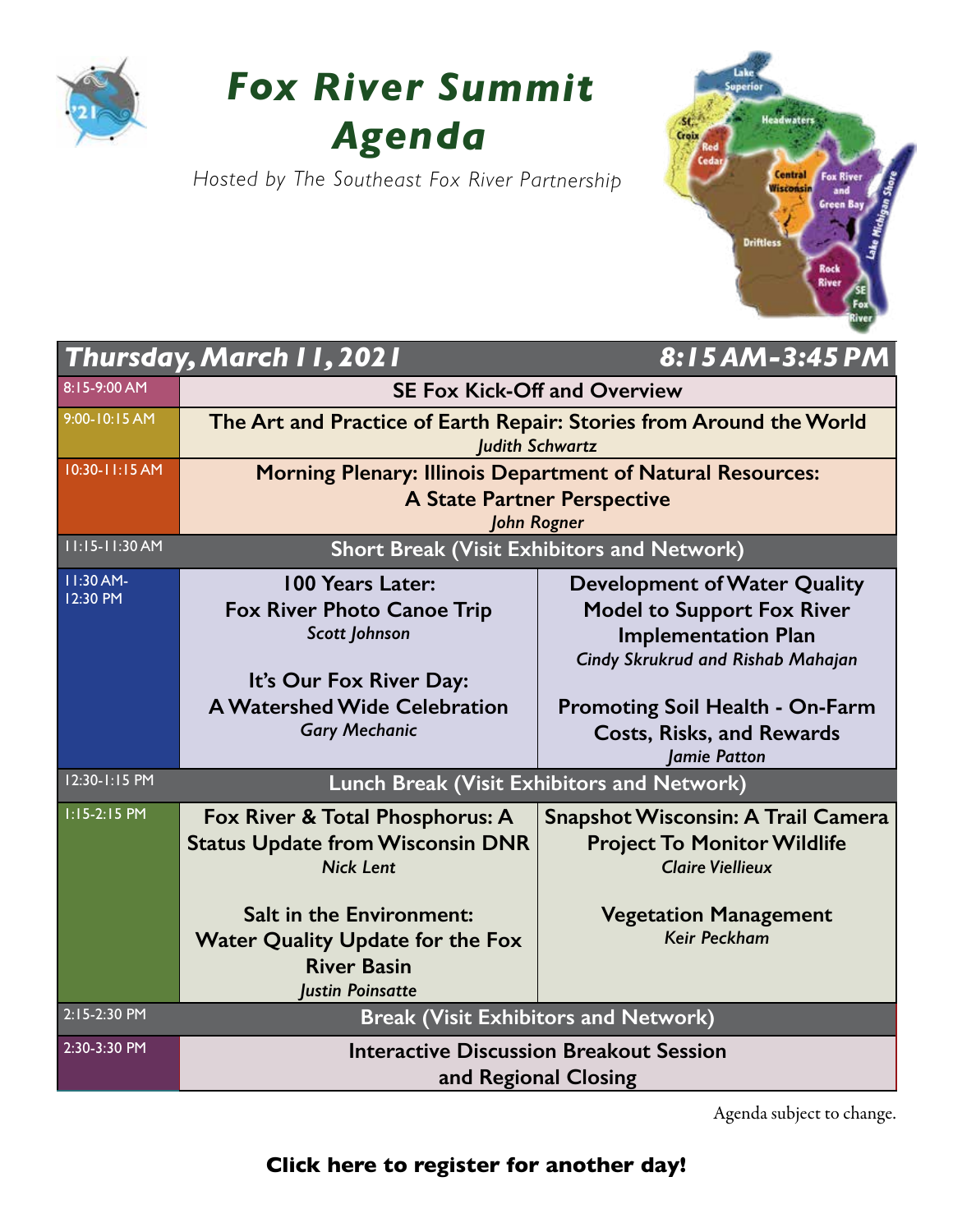# Fox River Summit Agenda

*Hosted by The Southeast Fox River Partnership*

## *Thursday, March 11, 2021* — *8:15 AM-3:45 PM*

| | | |
|---|---|---|
| 8:15-9:00 AM | **SE Fox Kick-Off and Overview** | |
| 9:00-10:15 AM | **The Art and Practice of Earth Repair: Stories from Around the World** *Judith Schwartz* | |
| 10:30-11:15 AM | **Morning Plenary: Illinois Department of Natural Resources: A State Partner Perspective** *John Rogner* | |
| 11:15-11:30 AM | **Short Break (Visit Exhibitors and Network)** | |
| 11:30 AM-12:30 PM | **100 Years Later: Fox River Photo Canoe Trip** *Scott Johnson*<br><br>**It's Our Fox River Day: A Watershed Wide Celebration** *Gary Mechanic* | **Development of Water Quality Model to Support Fox River Implementation Plan** *Cindy Skrukrud and Rishab Mahajan*<br><br>**Promoting Soil Health - On-Farm Costs, Risks, and Rewards** *Jamie Patton* |
| 12:30-1:15 PM | **Lunch Break (Visit Exhibitors and Network)** | |
| 1:15-2:15 PM | **Fox River & Total Phosphorus: A Status Update from Wisconsin DNR** *Nick Lent*<br><br>**Salt in the Environment: Water Quality Update for the Fox River Basin** *Justin Poinsatte* | **Snapshot Wisconsin: A Trail Camera Project To Monitor Wildlife** *Claire Viellieux*<br><br>**Vegetation Management** *Keir Peckham* |
| 2:15-2:30 PM | **Break (Visit Exhibitors and Network)** | |
| 2:30-3:30 PM | **Interactive Discussion Breakout Session and Regional Closing** | |

Agenda subject to change.

**Click here to register for another day!**